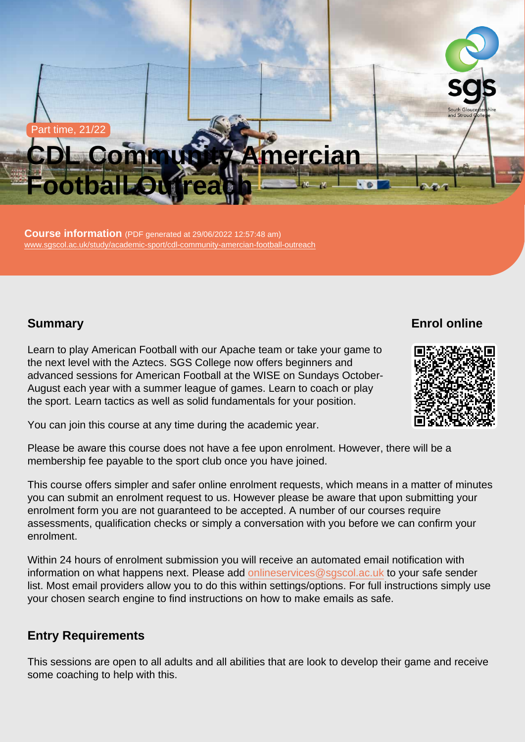Part time, 21/22

# CDL Community Amercian Football Outreach

**Course information** (PDF generated at 29/06/2022 12:57:48 am)
www.sgscol.ac.uk/study/academic-sport/cdl-community-amercian-football-outreach

## Summary

Learn to play American Football with our Apache team or take your game to the next level with the Aztecs. SGS College now offers beginners and advanced sessions for American Football at the WISE on Sundays October-August each year with a summer league of games. Learn to coach or play the sport. Learn tactics as well as solid fundamentals for your position.

You can join this course at any time during the academic year.

Please be aware this course does not have a fee upon enrolment. However, there will be a membership fee payable to the sport club once you have joined.

This course offers simpler and safer online enrolment requests, which means in a matter of minutes you can submit an enrolment request to us. However please be aware that upon submitting your enrolment form you are not guaranteed to be accepted. A number of our courses require assessments, qualification checks or simply a conversation with you before we can confirm your enrolment.

Within 24 hours of enrolment submission you will receive an automated email notification with information on what happens next. Please add onlineservices@sgscol.ac.uk to your safe sender list. Most email providers allow you to do this within settings/options. For full instructions simply use your chosen search engine to find instructions on how to make emails as safe.

## Enrol online

## Entry Requirements

This sessions are open to all adults and all abilities that are look to develop their game and receive some coaching to help with this.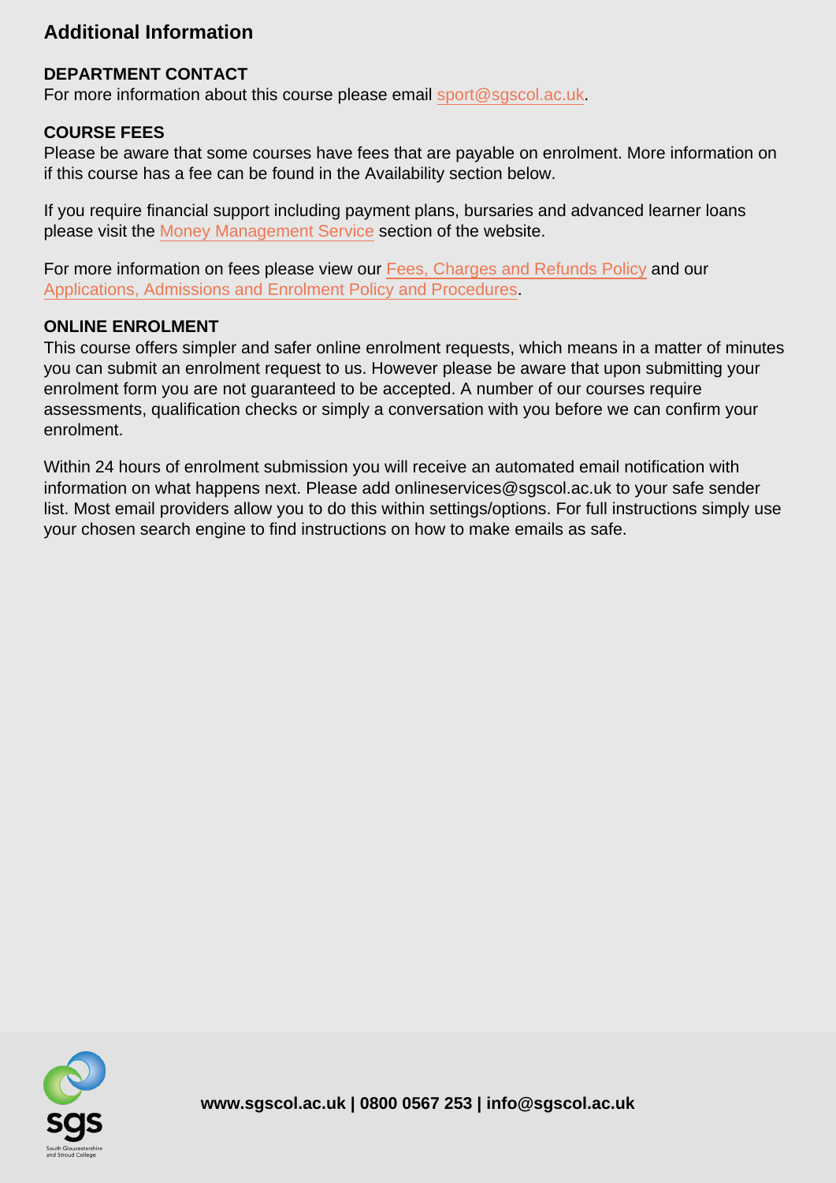## Additional Information

### DEPARTMENT CONTACT

For more information about this course please email sport@sgscol.ac.uk.

### COURSE FEES

Please be aware that some courses have fees that are payable on enrolment. More information on if this course has a fee can be found in the Availability section below.

If you require financial support including payment plans, bursaries and advanced learner loans please visit the Money Management Service section of the website.

For more information on fees please view our Fees, Charges and Refunds Policy and our Applications, Admissions and Enrolment Policy and Procedures.

### ONLINE ENROLMENT

This course offers simpler and safer online enrolment requests, which means in a matter of minutes you can submit an enrolment request to us. However please be aware that upon submitting your enrolment form you are not guaranteed to be accepted. A number of our courses require assessments, qualification checks or simply a conversation with you before we can confirm your enrolment.

Within 24 hours of enrolment submission you will receive an automated email notification with information on what happens next. Please add onlineservices@sgscol.ac.uk to your safe sender list. Most email providers allow you to do this within settings/options. For full instructions simply use your chosen search engine to find instructions on how to make emails as safe.

**www.sgscol.ac.uk | 0800 0567 253 | info@sgscol.ac.uk**